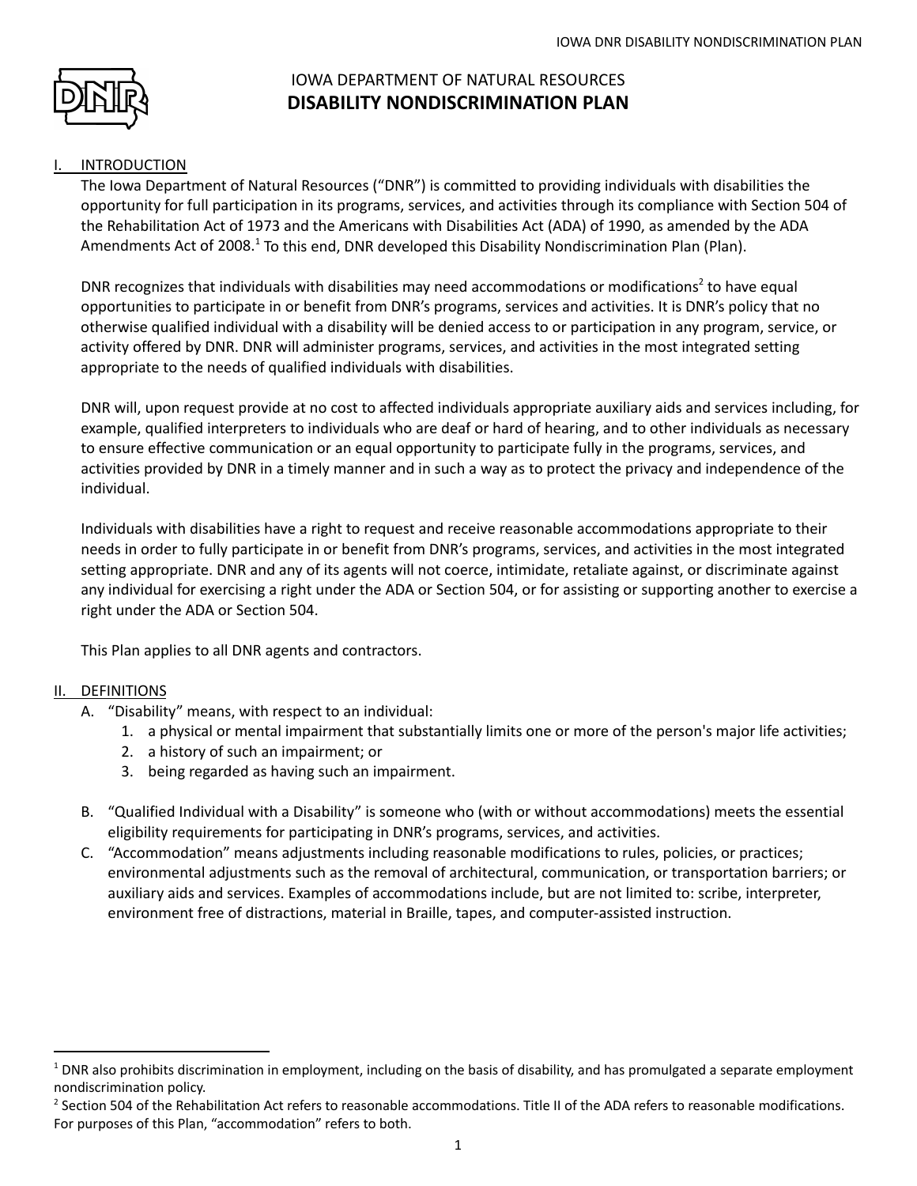# IOWA DEPARTMENT OF NATURAL RESOURCES
# DISABILITY NONDISCRIMINATION PLAN

## I. INTRODUCTION

The Iowa Department of Natural Resources ("DNR") is committed to providing individuals with disabilities the opportunity for full participation in its programs, services, and activities through its compliance with Section 504 of the Rehabilitation Act of 1973 and the Americans with Disabilities Act (ADA) of 1990, as amended by the ADA Amendments Act of 2008.[1] To this end, DNR developed this Disability Nondiscrimination Plan (Plan).

DNR recognizes that individuals with disabilities may need accommodations or modifications[2] to have equal opportunities to participate in or benefit from DNR's programs, services and activities. It is DNR's policy that no otherwise qualified individual with a disability will be denied access to or participation in any program, service, or activity offered by DNR. DNR will administer programs, services, and activities in the most integrated setting appropriate to the needs of qualified individuals with disabilities.

DNR will, upon request provide at no cost to affected individuals appropriate auxiliary aids and services including, for example, qualified interpreters to individuals who are deaf or hard of hearing, and to other individuals as necessary to ensure effective communication or an equal opportunity to participate fully in the programs, services, and activities provided by DNR in a timely manner and in such a way as to protect the privacy and independence of the individual.

Individuals with disabilities have a right to request and receive reasonable accommodations appropriate to their needs in order to fully participate in or benefit from DNR's programs, services, and activities in the most integrated setting appropriate. DNR and any of its agents will not coerce, intimidate, retaliate against, or discriminate against any individual for exercising a right under the ADA or Section 504, or for assisting or supporting another to exercise a right under the ADA or Section 504.

This Plan applies to all DNR agents and contractors.

## II. DEFINITIONS

A. "Disability" means, with respect to an individual:
   1. a physical or mental impairment that substantially limits one or more of the person's major life activities;
   2. a history of such an impairment; or
   3. being regarded as having such an impairment.

B. "Qualified Individual with a Disability" is someone who (with or without accommodations) meets the essential eligibility requirements for participating in DNR's programs, services, and activities.

C. "Accommodation" means adjustments including reasonable modifications to rules, policies, or practices; environmental adjustments such as the removal of architectural, communication, or transportation barriers; or auxiliary aids and services. Examples of accommodations include, but are not limited to: scribe, interpreter, environment free of distractions, material in Braille, tapes, and computer-assisted instruction.

---

[1] DNR also prohibits discrimination in employment, including on the basis of disability, and has promulgated a separate employment nondiscrimination policy.

[2] Section 504 of the Rehabilitation Act refers to reasonable accommodations. Title II of the ADA refers to reasonable modifications. For purposes of this Plan, "accommodation" refers to both.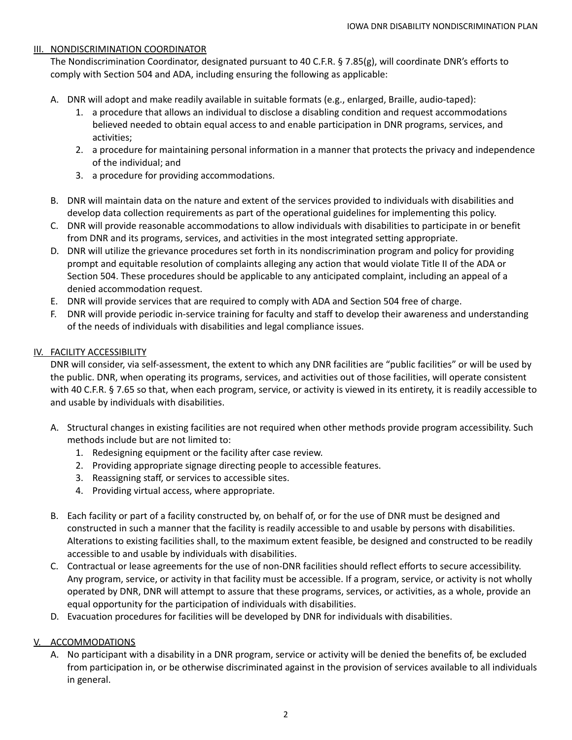## III. NONDISCRIMINATION COORDINATOR

The Nondiscrimination Coordinator, designated pursuant to 40 C.F.R. § 7.85(g), will coordinate DNR's efforts to comply with Section 504 and ADA, including ensuring the following as applicable:

A. DNR will adopt and make readily available in suitable formats (e.g., enlarged, Braille, audio-taped):
   1. a procedure that allows an individual to disclose a disabling condition and request accommodations believed needed to obtain equal access to and enable participation in DNR programs, services, and activities;
   2. a procedure for maintaining personal information in a manner that protects the privacy and independence of the individual; and
   3. a procedure for providing accommodations.

B. DNR will maintain data on the nature and extent of the services provided to individuals with disabilities and develop data collection requirements as part of the operational guidelines for implementing this policy.

C. DNR will provide reasonable accommodations to allow individuals with disabilities to participate in or benefit from DNR and its programs, services, and activities in the most integrated setting appropriate.

D. DNR will utilize the grievance procedures set forth in its nondiscrimination program and policy for providing prompt and equitable resolution of complaints alleging any action that would violate Title II of the ADA or Section 504. These procedures should be applicable to any anticipated complaint, including an appeal of a denied accommodation request.

E. DNR will provide services that are required to comply with ADA and Section 504 free of charge.

F. DNR will provide periodic in-service training for faculty and staff to develop their awareness and understanding of the needs of individuals with disabilities and legal compliance issues.

## IV. FACILITY ACCESSIBILITY

DNR will consider, via self-assessment, the extent to which any DNR facilities are "public facilities" or will be used by the public. DNR, when operating its programs, services, and activities out of those facilities, will operate consistent with 40 C.F.R. § 7.65 so that, when each program, service, or activity is viewed in its entirety, it is readily accessible to and usable by individuals with disabilities.

A. Structural changes in existing facilities are not required when other methods provide program accessibility. Such methods include but are not limited to:
   1. Redesigning equipment or the facility after case review.
   2. Providing appropriate signage directing people to accessible features.
   3. Reassigning staff, or services to accessible sites.
   4. Providing virtual access, where appropriate.

B. Each facility or part of a facility constructed by, on behalf of, or for the use of DNR must be designed and constructed in such a manner that the facility is readily accessible to and usable by persons with disabilities. Alterations to existing facilities shall, to the maximum extent feasible, be designed and constructed to be readily accessible to and usable by individuals with disabilities.

C. Contractual or lease agreements for the use of non-DNR facilities should reflect efforts to secure accessibility. Any program, service, or activity in that facility must be accessible. If a program, service, or activity is not wholly operated by DNR, DNR will attempt to assure that these programs, services, or activities, as a whole, provide an equal opportunity for the participation of individuals with disabilities.

D. Evacuation procedures for facilities will be developed by DNR for individuals with disabilities.

## V. ACCOMMODATIONS

A. No participant with a disability in a DNR program, service or activity will be denied the benefits of, be excluded from participation in, or be otherwise discriminated against in the provision of services available to all individuals in general.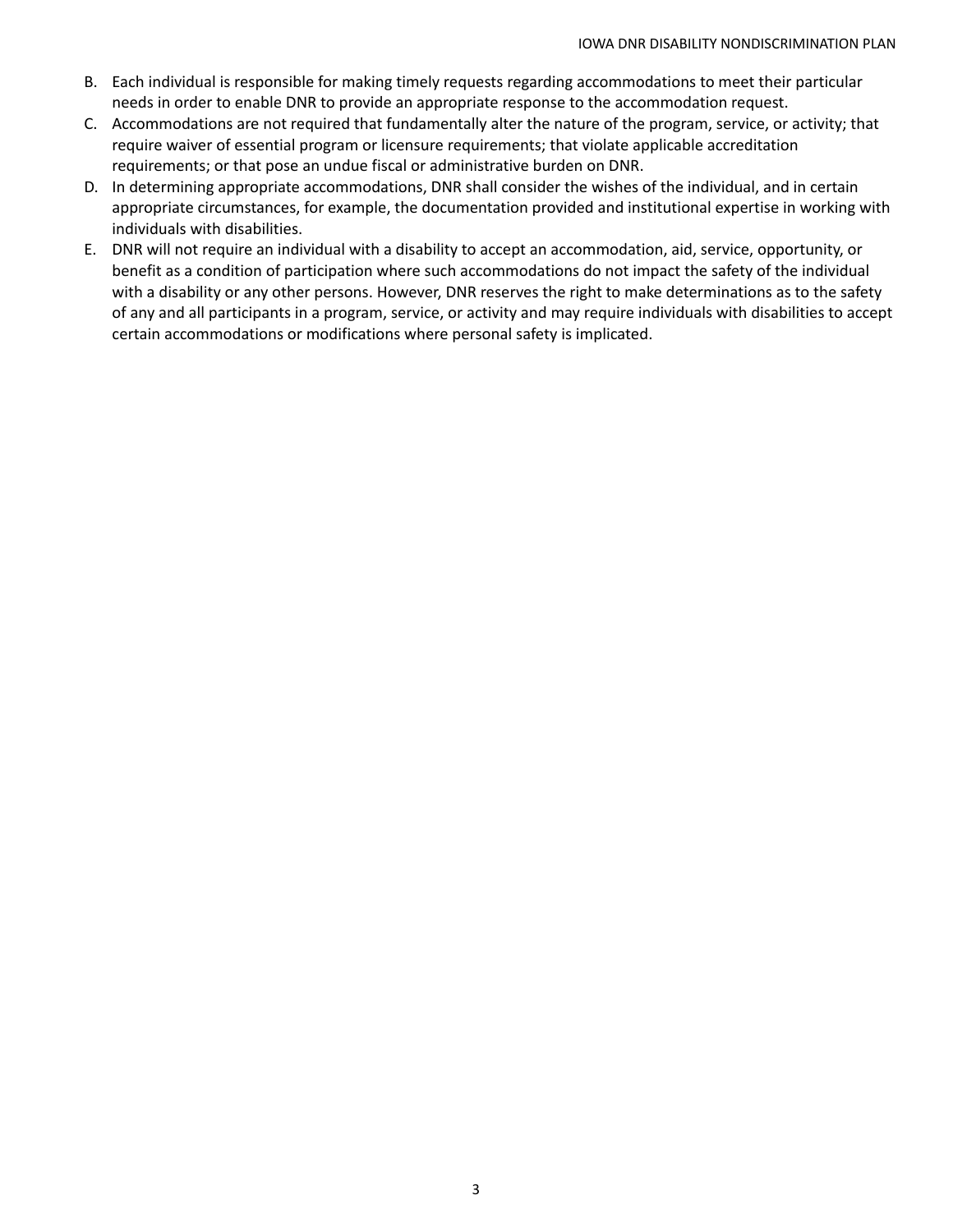B. Each individual is responsible for making timely requests regarding accommodations to meet their particular needs in order to enable DNR to provide an appropriate response to the accommodation request.
C. Accommodations are not required that fundamentally alter the nature of the program, service, or activity; that require waiver of essential program or licensure requirements; that violate applicable accreditation requirements; or that pose an undue fiscal or administrative burden on DNR.
D. In determining appropriate accommodations, DNR shall consider the wishes of the individual, and in certain appropriate circumstances, for example, the documentation provided and institutional expertise in working with individuals with disabilities.
E. DNR will not require an individual with a disability to accept an accommodation, aid, service, opportunity, or benefit as a condition of participation where such accommodations do not impact the safety of the individual with a disability or any other persons. However, DNR reserves the right to make determinations as to the safety of any and all participants in a program, service, or activity and may require individuals with disabilities to accept certain accommodations or modifications where personal safety is implicated.